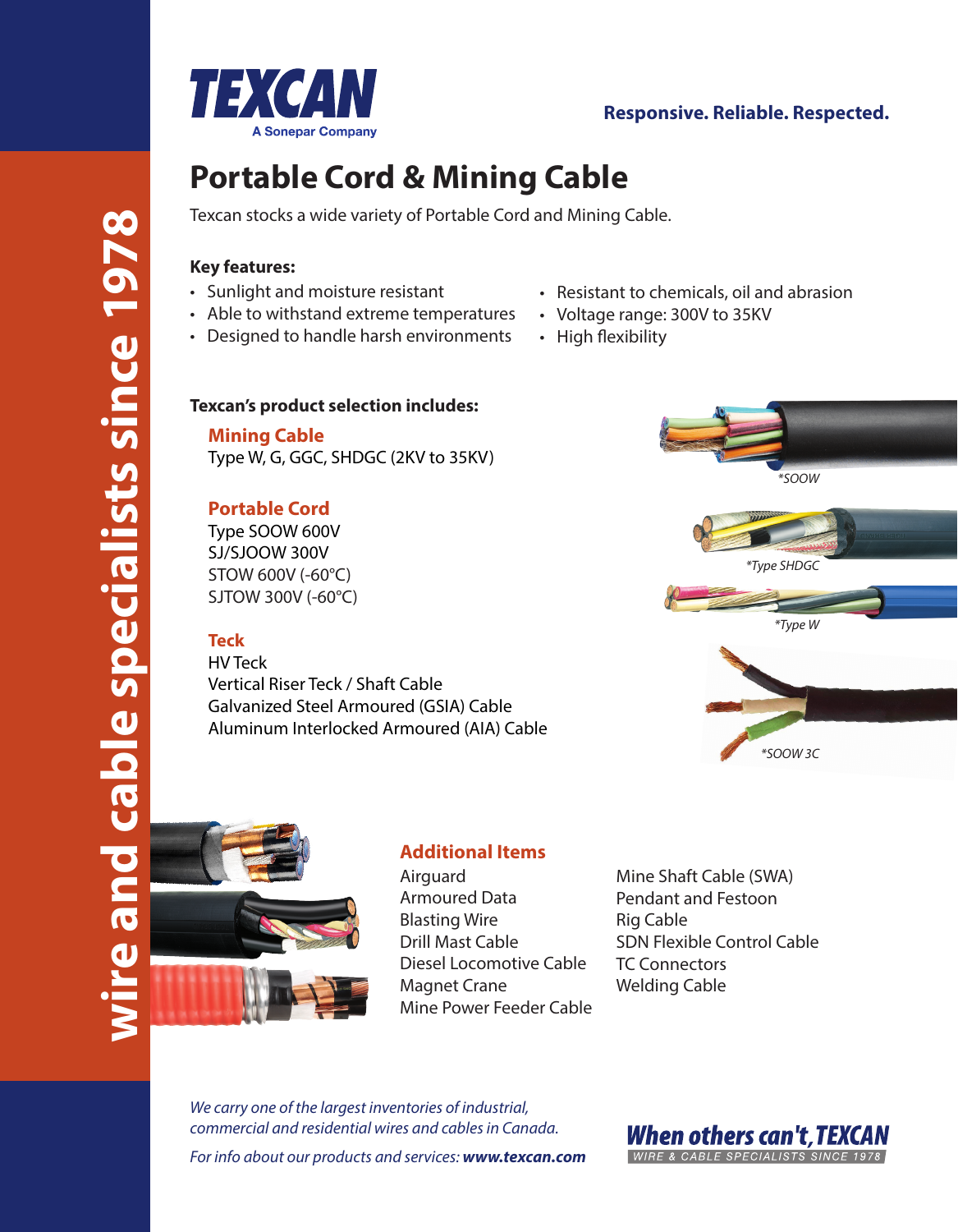TEXCAN

A Sonepar Company

**Responsive. Reliable. Respected.**

wire and cable specialists since 1978

# Portable Cord & Mining Cable

Texcan stocks a wide variety of Portable Cord and Mining Cable.

**Key features:**

- Sunlight and moisture resistant
- Able to withstand extreme temperatures
- Designed to handle harsh environments
- Resistant to chemicals, oil and abrasion
- Voltage range: 300V to 35KV
- High flexibility

**Texcan's product selection includes:**

### Mining Cable

Type W, G, GGC, SHDGC (2KV to 35KV)

### Portable Cord

Type SOOW 600V
SJ/SJOOW 300V
STOW 600V (-60°C)
SJTOW 300V (-60°C)

### Teck

HV Teck
Vertical Riser Teck / Shaft Cable
Galvanized Steel Armoured (GSIA) Cable
Aluminum Interlocked Armoured (AIA) Cable

*SOOW

*Type SHDGC

*Type W

*SOOW 3C

### Additional Items

Airguard
Armoured Data
Blasting Wire
Drill Mast Cable
Diesel Locomotive Cable
Magnet Crane
Mine Power Feeder Cable
Mine Shaft Cable (SWA)
Pendant and Festoon
Rig Cable
SDN Flexible Control Cable
TC Connectors
Welding Cable

*We carry one of the largest inventories of industrial, commercial and residential wires and cables in Canada.*

*For info about our products and services:* ***www.texcan.com***

When others can't, TEXCAN
WIRE & CABLE SPECIALISTS SINCE 1978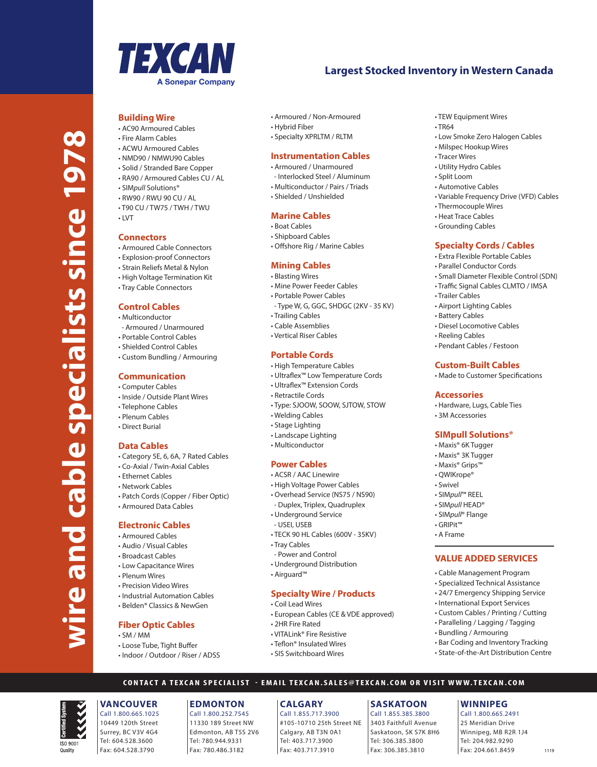# TEXCAN

A Sonepar Company

## Largest Stocked Inventory in Western Canada

**wire and cable specialists since 1978**

### Building Wire
- AC90 Armoured Cables
- Fire Alarm Cables
- ACWU Armoured Cables
- NMD90 / NMWU90 Cables
- Solid / Stranded Bare Copper
- RA90 / Armoured Cables CU / AL
- SIM*pull* Solutions®
- RW90 / RWU 90 CU / AL
- T90 CU / TW75 / TWH / TWU
- LVT

### Connectors
- Armoured Cable Connectors
- Explosion-proof Connectors
- Strain Reliefs Metal & Nylon
- High Voltage Termination Kit
- Tray Cable Connectors

### Control Cables
- Multiconductor
  - Armoured / Unarmoured
- Portable Control Cables
- Shielded Control Cables
- Custom Bundling / Armouring

### Communication
- Computer Cables
- Inside / Outside Plant Wires
- Telephone Cables
- Plenum Cables
- Direct Burial

### Data Cables
- Category 5E, 6, 6A, 7 Rated Cables
- Co-Axial / Twin-Axial Cables
- Ethernet Cables
- Network Cables
- Patch Cords (Copper / Fiber Optic)
- Armoured Data Cables

### Electronic Cables
- Armoured Cables
- Audio / Visual Cables
- Broadcast Cables
- Low Capacitance Wires
- Plenum Wires
- Precision Video Wires
- Industrial Automation Cables
- Belden® Classics & NewGen

### Fiber Optic Cables
- SM / MM
- Loose Tube, Tight Buffer
- Indoor / Outdoor / Riser / ADSS
- Armoured / Non-Armoured
- Hybrid Fiber
- Specialty XPRLTM / RLTM

### Instrumentation Cables
- Armoured / Unarmoured
  - Interlocked Steel / Aluminum
- Multiconductor / Pairs / Triads
- Shielded / Unshielded

### Marine Cables
- Boat Cables
- Shipboard Cables
- Offshore Rig / Marine Cables

### Mining Cables
- Blasting Wires
- Mine Power Feeder Cables
- Portable Power Cables
  - Type W, G, GGC, SHDGC (2KV - 35 KV)
- Trailing Cables
- Cable Assemblies
- Vertical Riser Cables

### Portable Cords
- High Temperature Cables
- Ultraflex™ Low Temperature Cords
- Ultraflex™ Extension Cords
- Retractile Cords
- Type: SJOOW, SOOW, SJTOW, STOW
- Welding Cables
- Stage Lighting
- Landscape Lighting
- Multiconductor

### Power Cables
- ACSR / AAC Linewire
- High Voltage Power Cables
- Overhead Service (NS75 / NS90)
  - Duplex, Triplex, Quadruplex
- Underground Service
  - USEI, USEB
- TECK 90 HL Cables (600V - 35KV)
- Tray Cables
  - Power and Control
- Underground Distribution
- Airguard™

### Specialty Wire / Products
- Coil Lead Wires
- European Cables (CE & VDE approved)
- 2HR Fire Rated
- VITALink® Fire Resistive
- Teflon® Insulated Wires
- SIS Switchboard Wires
- TEW Equipment Wires
- TR64
- Low Smoke Zero Halogen Cables
- Milspec Hookup Wires
- Tracer Wires
- Utility Hydro Cables
- Split Loom
- Automotive Cables
- Variable Frequency Drive (VFD) Cables
- Thermocouple Wires
- Heat Trace Cables
- Grounding Cables

### Specialty Cords / Cables
- Extra Flexible Portable Cables
- Parallel Conductor Cords
- Small Diameter Flexible Control (SDN)
- Traffic Signal Cables CLMTO / IMSA
- Trailer Cables
- Airport Lighting Cables
- Battery Cables
- Diesel Locomotive Cables
- Reeling Cables
- Pendant Cables / Festoon

### Custom-Built Cables
- Made to Customer Specifications

### Accessories
- Hardware, Lugs, Cable Ties
- 3M Accessories

### SIMpull Solutions®
- Maxis® 6K Tugger
- Maxis® 3K Tugger
- Maxis® Grips™
- QWIKrope®
- Swivel
- SIM*pull*™ REEL
- SIM*pull* HEAD®
- SIM*pull*® Flange
- GRIPit™
- A Frame

### VALUE ADDED SERVICES
- Cable Management Program
- Specialized Technical Assistance
- 24/7 Emergency Shipping Service
- International Export Services
- Custom Cables / Printing / Cutting
- Paralleling / Lagging / Tagging
- Bundling / Armouring
- Bar Coding and Inventory Tracking
- State-of-the-Art Distribution Centre

**CONTACT A TEXCAN SPECIALIST - EMAIL TEXCAN.SALES@TEXCAN.COM OR VISIT WWW.TEXCAN.COM**

Certified System ISO 9001 Quality

**VANCOUVER**
Call 1.800.665.1025
10449 120th Street
Surrey, BC V3V 4G4
Tel: 604.528.3600
Fax: 604.528.3790

**EDMONTON**
Call 1.800.252.7545
11330 189 Street NW
Edmonton, AB T5S 2V6
Tel: 780.944.9331
Fax: 780.486.3182

**CALGARY**
Call 1.855.717.3900
#105-10710 25th Street NE
Calgary, AB T3N 0A1
Tel: 403.717.3900
Fax: 403.717.3910

**SASKATOON**
Call 1.855.385.3800
3403 Faithfull Avenue
Saskatoon, SK S7K 8H6
Tel: 306.385.3800
Fax: 306.385.3810

**WINNIPEG**
Call 1.800.665.2491
25 Meridian Drive
Winnipeg, MB R2R 1J4
Tel: 204.982.9290
Fax: 204.661.8459

1119